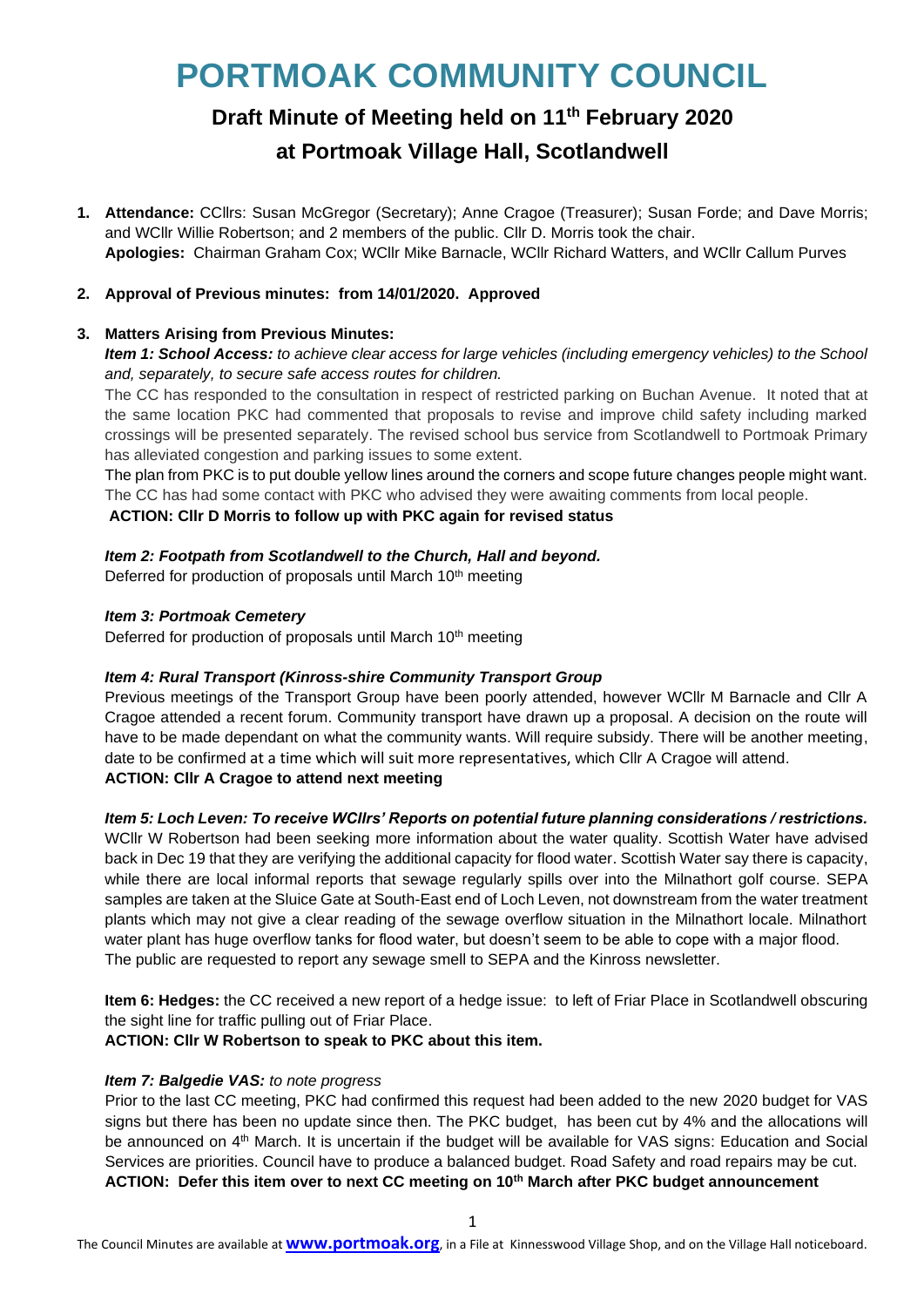# PORTMOAK COMMUNITY COUNCIL

## Draft Minute of Meeting held on 11th February 2020 at Portmoak Village Hall, Scotlandwell

1. **Attendance:** CCllrs: Susan McGregor (Secretary); Anne Cragoe (Treasurer); Susan Forde; and Dave Morris; and WCllr Willie Robertson; and 2 members of the public. Cllr D. Morris took the chair.
   **Apologies:** Chairman Graham Cox; WCllr Mike Barnacle, WCllr Richard Watters, and WCllr Callum Purves

2. **Approval of Previous minutes: from 14/01/2020. Approved**

3. **Matters Arising from Previous Minutes:**

***Item 1: School Access:*** *to achieve clear access for large vehicles (including emergency vehicles) to the School and, separately, to secure safe access routes for children.*

The CC has responded to the consultation in respect of restricted parking on Buchan Avenue. It noted that at the same location PKC had commented that proposals to revise and improve child safety including marked crossings will be presented separately. The revised school bus service from Scotlandwell to Portmoak Primary has alleviated congestion and parking issues to some extent.

The plan from PKC is to put double yellow lines around the corners and scope future changes people might want. The CC has had some contact with PKC who advised they were awaiting comments from local people.

**ACTION: Cllr D Morris to follow up with PKC again for revised status**

***Item 2: Footpath from Scotlandwell to the Church, Hall and beyond.***

Deferred for production of proposals until March 10th meeting

***Item 3: Portmoak Cemetery***

Deferred for production of proposals until March 10th meeting

***Item 4: Rural Transport (Kinross-shire Community Transport Group***

Previous meetings of the Transport Group have been poorly attended, however WCllr M Barnacle and Cllr A Cragoe attended a recent forum. Community transport have drawn up a proposal. A decision on the route will have to be made dependant on what the community wants. Will require subsidy. There will be another meeting, date to be confirmed at a time which will suit more representatives, which Cllr A Cragoe will attend.

**ACTION: Cllr A Cragoe to attend next meeting**

***Item 5: Loch Leven: To receive WCllrs' Reports on potential future planning considerations / restrictions.***

WCllr W Robertson had been seeking more information about the water quality. Scottish Water have advised back in Dec 19 that they are verifying the additional capacity for flood water. Scottish Water say there is capacity, while there are local informal reports that sewage regularly spills over into the Milnathort golf course. SEPA samples are taken at the Sluice Gate at South-East end of Loch Leven, not downstream from the water treatment plants which may not give a clear reading of the sewage overflow situation in the Milnathort locale. Milnathort water plant has huge overflow tanks for flood water, but doesn't seem to be able to cope with a major flood. The public are requested to report any sewage smell to SEPA and the Kinross newsletter.

**Item 6: Hedges:** the CC received a new report of a hedge issue: to left of Friar Place in Scotlandwell obscuring the sight line for traffic pulling out of Friar Place.

**ACTION: Cllr W Robertson to speak to PKC about this item.**

***Item 7: Balgedie VAS:*** *to note progress*

Prior to the last CC meeting, PKC had confirmed this request had been added to the new 2020 budget for VAS signs but there has been no update since then. The PKC budget, has been cut by 4% and the allocations will be announced on 4th March. It is uncertain if the budget will be available for VAS signs: Education and Social Services are priorities. Council have to produce a balanced budget. Road Safety and road repairs may be cut.

**ACTION: Defer this item over to next CC meeting on 10th March after PKC budget announcement**

The Council Minutes are available at **www.portmoak.org**, in a File at Kinnesswood Village Shop, and on the Village Hall noticeboard.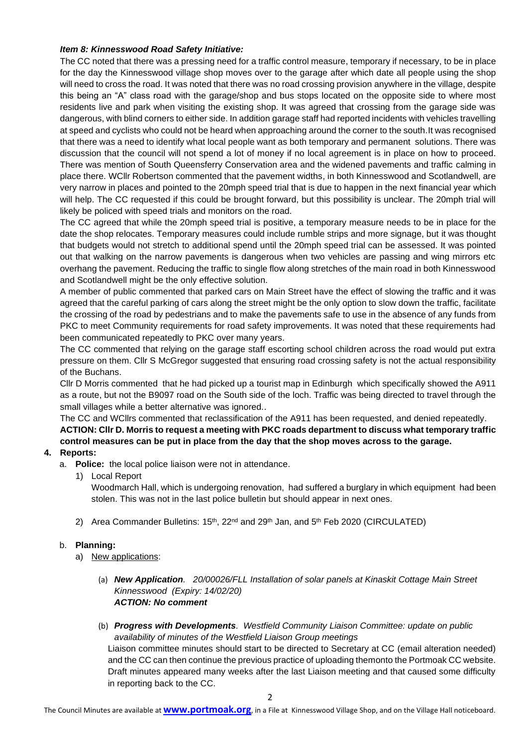***Item 8: Kinnesswood Road Safety Initiative:***

The CC noted that there was a pressing need for a traffic control measure, temporary if necessary, to be in place for the day the Kinnesswood village shop moves over to the garage after which date all people using the shop will need to cross the road. It was noted that there was no road crossing provision anywhere in the village, despite this being an "A" class road with the garage/shop and bus stops located on the opposite side to where most residents live and park when visiting the existing shop. It was agreed that crossing from the garage side was dangerous, with blind corners to either side. In addition garage staff had reported incidents with vehicles travelling at speed and cyclists who could not be heard when approaching around the corner to the south.It was recognised that there was a need to identify what local people want as both temporary and permanent solutions. There was discussion that the council will not spend a lot of money if no local agreement is in place on how to proceed. There was mention of South Queensferry Conservation area and the widened pavements and traffic calming in place there. WCllr Robertson commented that the pavement widths, in both Kinnesswood and Scotlandwell, are very narrow in places and pointed to the 20mph speed trial that is due to happen in the next financial year which will help. The CC requested if this could be brought forward, but this possibility is unclear. The 20mph trial will likely be policed with speed trials and monitors on the road.

The CC agreed that while the 20mph speed trial is positive, a temporary measure needs to be in place for the date the shop relocates. Temporary measures could include rumble strips and more signage, but it was thought that budgets would not stretch to additional spend until the 20mph speed trial can be assessed. It was pointed out that walking on the narrow pavements is dangerous when two vehicles are passing and wing mirrors etc overhang the pavement. Reducing the traffic to single flow along stretches of the main road in both Kinnesswood and Scotlandwell might be the only effective solution.

A member of public commented that parked cars on Main Street have the effect of slowing the traffic and it was agreed that the careful parking of cars along the street might be the only option to slow down the traffic, facilitate the crossing of the road by pedestrians and to make the pavements safe to use in the absence of any funds from PKC to meet Community requirements for road safety improvements. It was noted that these requirements had been communicated repeatedly to PKC over many years.

The CC commented that relying on the garage staff escorting school children across the road would put extra pressure on them. Cllr S McGregor suggested that ensuring road crossing safety is not the actual responsibility of the Buchans.

Cllr D Morris commented that he had picked up a tourist map in Edinburgh which specifically showed the A911 as a route, but not the B9097 road on the South side of the loch. Traffic was being directed to travel through the small villages while a better alternative was ignored..

The CC and WCllrs commented that reclassification of the A911 has been requested, and denied repeatedly.

**ACTION: Cllr D. Morris to request a meeting with PKC roads department to discuss what temporary traffic control measures can be put in place from the day that the shop moves across to the garage.**

4. **Reports:**
   a. **Police:** the local police liaison were not in attendance.
      1) Local Report
         Woodmarch Hall, which is undergoing renovation, had suffered a burglary in which equipment had been stolen. This was not in the last police bulletin but should appear in next ones.
      2) Area Commander Bulletins: 15th, 22nd and 29th Jan, and 5th Feb 2020 (CIRCULATED)

   b. **Planning:**
      a) New applications:
         (a) ***New Application**. 20/00026/FLL Installation of solar panels at Kinaskit Cottage Main Street Kinnesswood (Expiry: 14/02/20)*
             ***ACTION: No comment***
         (b) ***Progress with Developments**. Westfield Community Liaison Committee: update on public availability of minutes of the Westfield Liaison Group meetings*
             Liaison committee minutes should start to be directed to Secretary at CC (email alteration needed) and the CC can then continue the previous practice of uploading themonto the Portmoak CC website. Draft minutes appeared many weeks after the last Liaison meeting and that caused some difficulty in reporting back to the CC.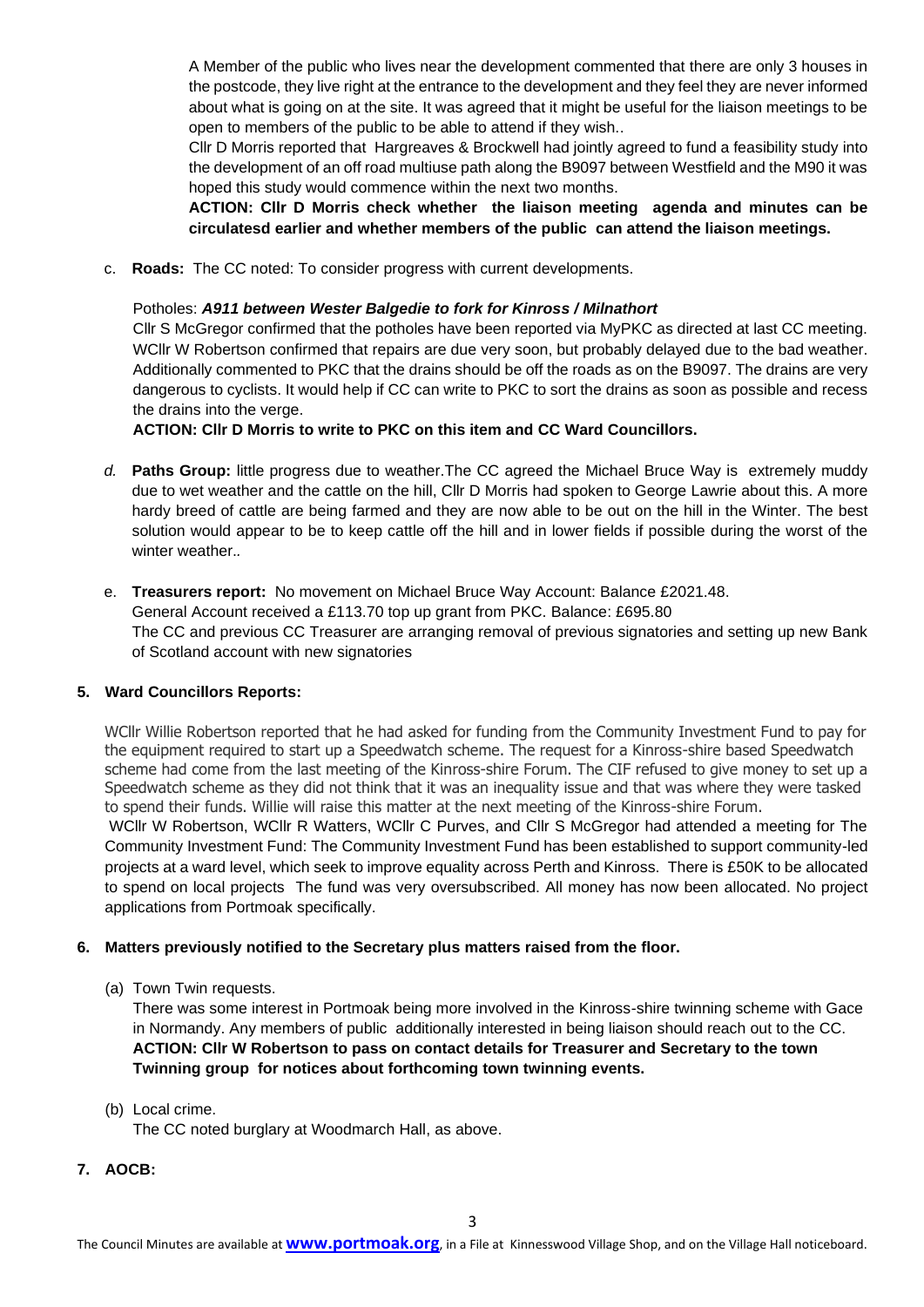A Member of the public who lives near the development commented that there are only 3 houses in the postcode, they live right at the entrance to the development and they feel they are never informed about what is going on at the site. It was agreed that it might be useful for the liaison meetings to be open to members of the public to be able to attend if they wish..

Cllr D Morris reported that Hargreaves & Brockwell had jointly agreed to fund a feasibility study into the development of an off road multiuse path along the B9097 between Westfield and the M90 it was hoped this study would commence within the next two months.

**ACTION: Cllr D Morris check whether the liaison meeting agenda and minutes can be circulatesd earlier and whether members of the public can attend the liaison meetings.**

c. **Roads:** The CC noted: To consider progress with current developments.

Potholes: ***A911 between Wester Balgedie to fork for Kinross / Milnathort***

Cllr S McGregor confirmed that the potholes have been reported via MyPKC as directed at last CC meeting. WCllr W Robertson confirmed that repairs are due very soon, but probably delayed due to the bad weather. Additionally commented to PKC that the drains should be off the roads as on the B9097. The drains are very dangerous to cyclists. It would help if CC can write to PKC to sort the drains as soon as possible and recess the drains into the verge.

**ACTION: Cllr D Morris to write to PKC on this item and CC Ward Councillors.**

*d.* **Paths Group:** little progress due to weather.The CC agreed the Michael Bruce Way is extremely muddy due to wet weather and the cattle on the hill, Cllr D Morris had spoken to George Lawrie about this. A more hardy breed of cattle are being farmed and they are now able to be out on the hill in the Winter. The best solution would appear to be to keep cattle off the hill and in lower fields if possible during the worst of the winter weather..

e. **Treasurers report:** No movement on Michael Bruce Way Account: Balance £2021.48.
General Account received a £113.70 top up grant from PKC. Balance: £695.80
The CC and previous CC Treasurer are arranging removal of previous signatories and setting up new Bank of Scotland account with new signatories

**5. Ward Councillors Reports:**

WCllr Willie Robertson reported that he had asked for funding from the Community Investment Fund to pay for the equipment required to start up a Speedwatch scheme. The request for a Kinross-shire based Speedwatch scheme had come from the last meeting of the Kinross-shire Forum. The CIF refused to give money to set up a Speedwatch scheme as they did not think that it was an inequality issue and that was where they were tasked to spend their funds. Willie will raise this matter at the next meeting of the Kinross-shire Forum.

WCllr W Robertson, WCllr R Watters, WCllr C Purves, and Cllr S McGregor had attended a meeting for The Community Investment Fund: The Community Investment Fund has been established to support community-led projects at a ward level, which seek to improve equality across Perth and Kinross. There is £50K to be allocated to spend on local projects The fund was very oversubscribed. All money has now been allocated. No project applications from Portmoak specifically.

**6. Matters previously notified to the Secretary plus matters raised from the floor.**

(a) Town Twin requests.

There was some interest in Portmoak being more involved in the Kinross-shire twinning scheme with Gace in Normandy. Any members of public additionally interested in being liaison should reach out to the CC.
**ACTION: Cllr W Robertson to pass on contact details for Treasurer and Secretary to the town Twinning group for notices about forthcoming town twinning events.**

(b) Local crime.

The CC noted burglary at Woodmarch Hall, as above.

**7. AOCB:**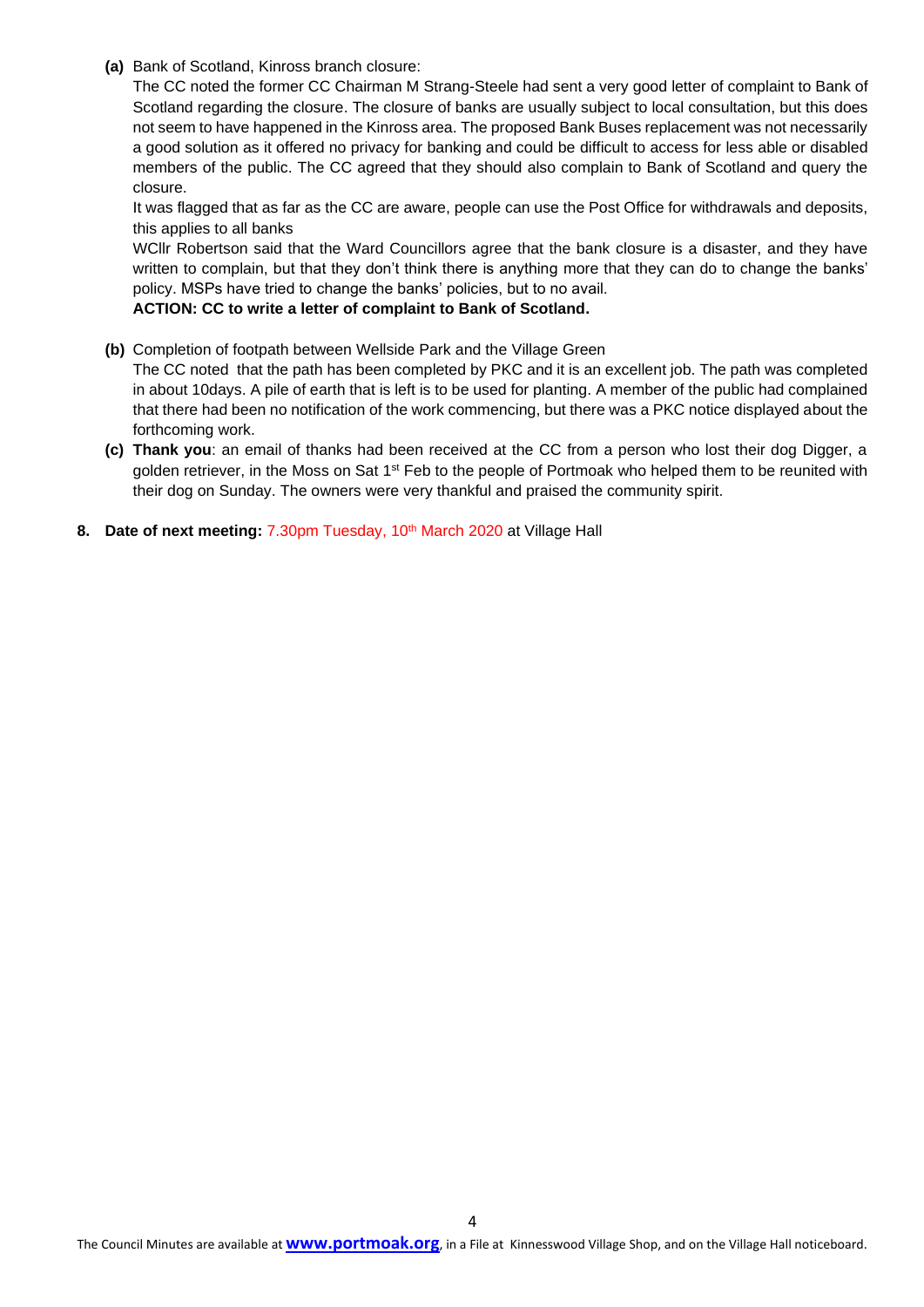**(a)** Bank of Scotland, Kinross branch closure:

The CC noted the former CC Chairman M Strang-Steele had sent a very good letter of complaint to Bank of Scotland regarding the closure. The closure of banks are usually subject to local consultation, but this does not seem to have happened in the Kinross area. The proposed Bank Buses replacement was not necessarily a good solution as it offered no privacy for banking and could be difficult to access for less able or disabled members of the public. The CC agreed that they should also complain to Bank of Scotland and query the closure.

It was flagged that as far as the CC are aware, people can use the Post Office for withdrawals and deposits, this applies to all banks

WCllr Robertson said that the Ward Councillors agree that the bank closure is a disaster, and they have written to complain, but that they don't think there is anything more that they can do to change the banks' policy. MSPs have tried to change the banks' policies, but to no avail.

**ACTION: CC to write a letter of complaint to Bank of Scotland.**

**(b)** Completion of footpath between Wellside Park and the Village Green

The CC noted that the path has been completed by PKC and it is an excellent job. The path was completed in about 10days. A pile of earth that is left is to be used for planting. A member of the public had complained that there had been no notification of the work commencing, but there was a PKC notice displayed about the forthcoming work.

**(c)** **Thank you**: an email of thanks had been received at the CC from a person who lost their dog Digger, a golden retriever, in the Moss on Sat 1st Feb to the people of Portmoak who helped them to be reunited with their dog on Sunday. The owners were very thankful and praised the community spirit.

**8. Date of next meeting:** 7.30pm Tuesday, 10th March 2020 at Village Hall

The Council Minutes are available at **www.portmoak.org**, in a File at Kinnesswood Village Shop, and on the Village Hall noticeboard.